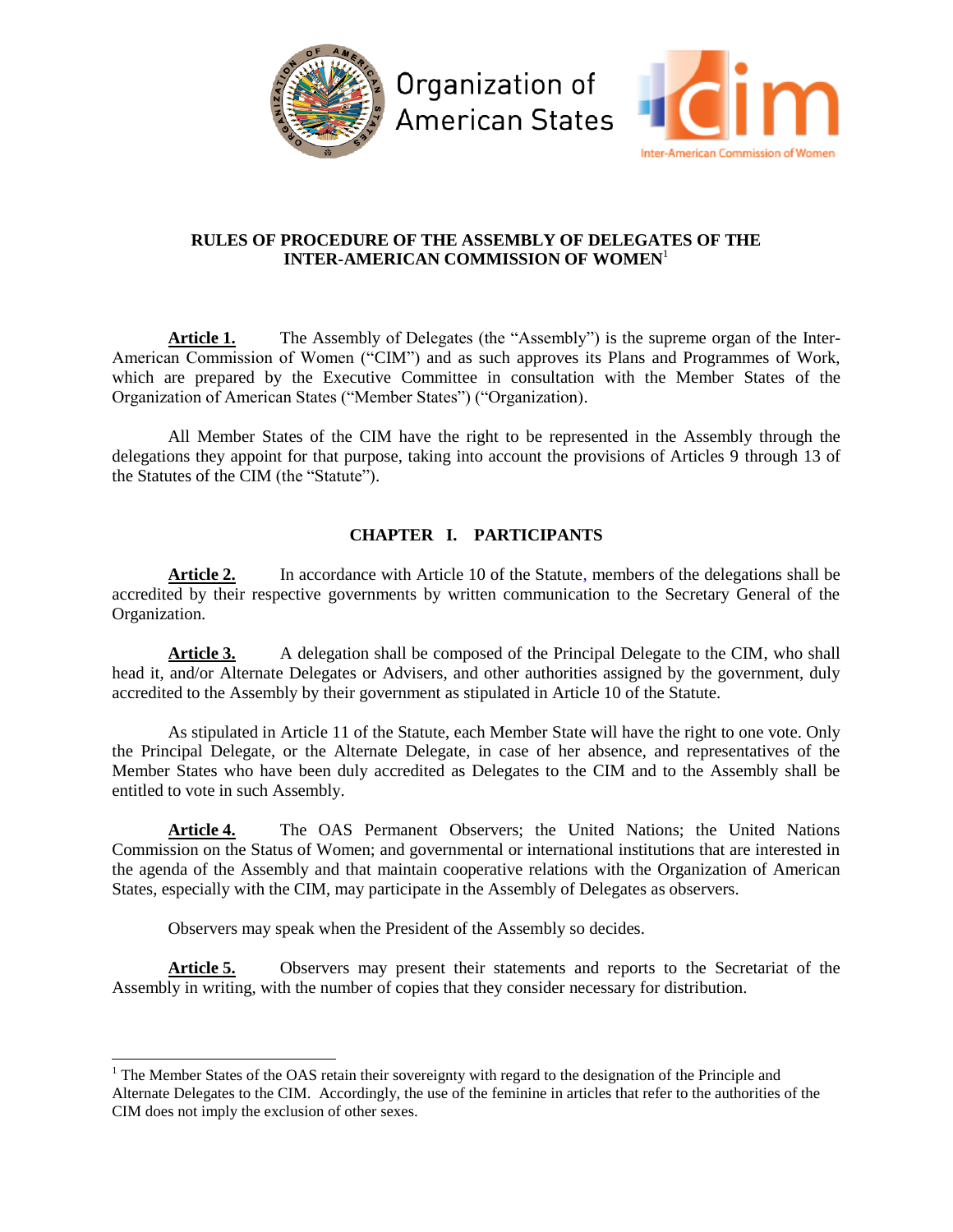Organization of American States

Inter-American Commission of Women

**RULES OF PROCEDURE OF THE ASSEMBLY OF DELEGATES OF THE INTER-AMERICAN COMMISSION OF WOMEN**[1]

**Article 1.** The Assembly of Delegates (the "Assembly") is the supreme organ of the Inter-American Commission of Women ("CIM") and as such approves its Plans and Programmes of Work, which are prepared by the Executive Committee in consultation with the Member States of the Organization of American States ("Member States") ("Organization).

All Member States of the CIM have the right to be represented in the Assembly through the delegations they appoint for that purpose, taking into account the provisions of Articles 9 through 13 of the Statutes of the CIM (the "Statute").

## CHAPTER I. PARTICIPANTS

**Article 2.** In accordance with Article 10 of the Statute, members of the delegations shall be accredited by their respective governments by written communication to the Secretary General of the Organization.

**Article 3.** A delegation shall be composed of the Principal Delegate to the CIM, who shall head it, and/or Alternate Delegates or Advisers, and other authorities assigned by the government, duly accredited to the Assembly by their government as stipulated in Article 10 of the Statute.

As stipulated in Article 11 of the Statute, each Member State will have the right to one vote. Only the Principal Delegate, or the Alternate Delegate, in case of her absence, and representatives of the Member States who have been duly accredited as Delegates to the CIM and to the Assembly shall be entitled to vote in such Assembly.

**Article 4.** The OAS Permanent Observers; the United Nations; the United Nations Commission on the Status of Women; and governmental or international institutions that are interested in the agenda of the Assembly and that maintain cooperative relations with the Organization of American States, especially with the CIM, may participate in the Assembly of Delegates as observers.

Observers may speak when the President of the Assembly so decides.

**Article 5.** Observers may present their statements and reports to the Secretariat of the Assembly in writing, with the number of copies that they consider necessary for distribution.

---

[1] The Member States of the OAS retain their sovereignty with regard to the designation of the Principle and Alternate Delegates to the CIM. Accordingly, the use of the feminine in articles that refer to the authorities of the CIM does not imply the exclusion of other sexes.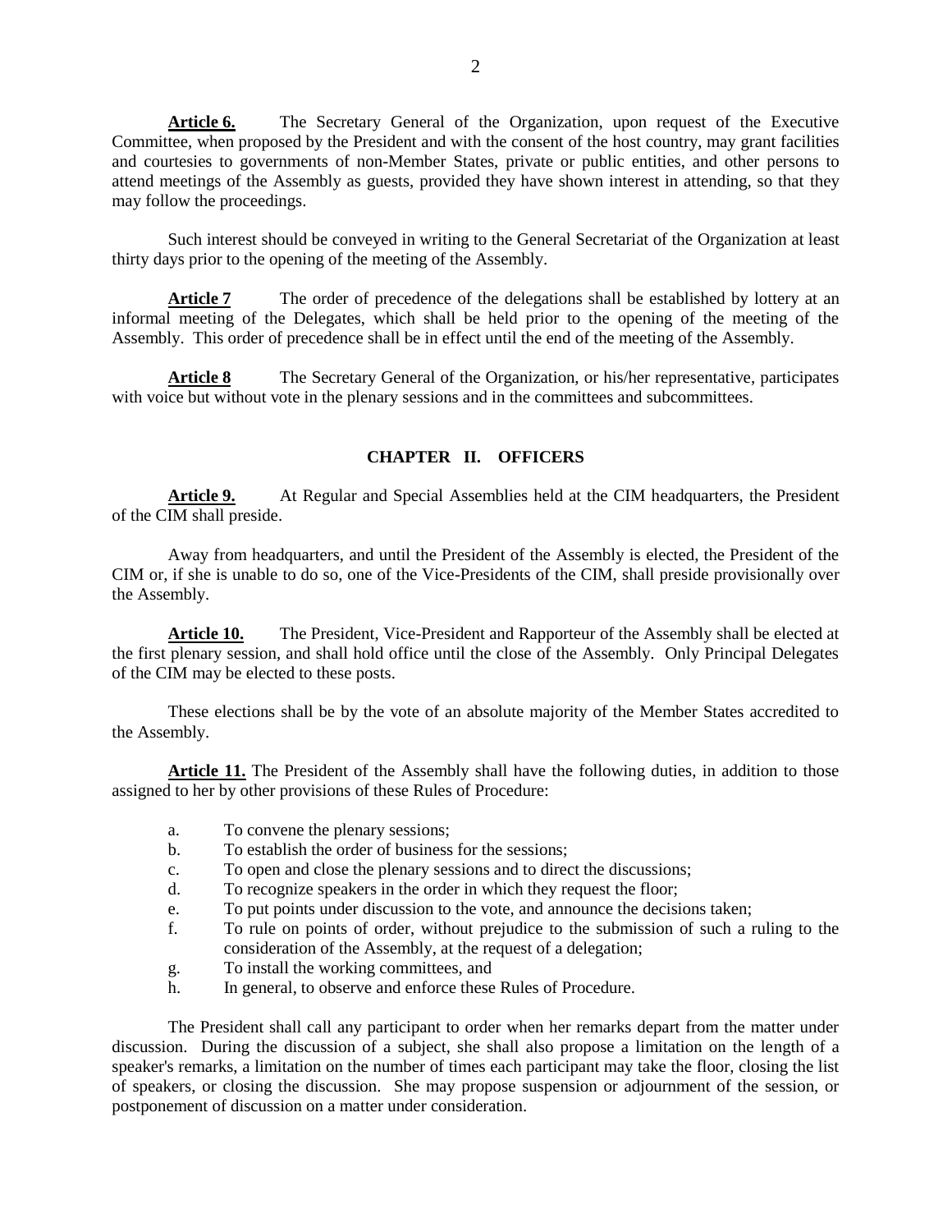**Article 6.** The Secretary General of the Organization, upon request of the Executive Committee, when proposed by the President and with the consent of the host country, may grant facilities and courtesies to governments of non-Member States, private or public entities, and other persons to attend meetings of the Assembly as guests, provided they have shown interest in attending, so that they may follow the proceedings.

Such interest should be conveyed in writing to the General Secretariat of the Organization at least thirty days prior to the opening of the meeting of the Assembly.

**Article 7** The order of precedence of the delegations shall be established by lottery at an informal meeting of the Delegates, which shall be held prior to the opening of the meeting of the Assembly. This order of precedence shall be in effect until the end of the meeting of the Assembly.

**Article 8** The Secretary General of the Organization, or his/her representative, participates with voice but without vote in the plenary sessions and in the committees and subcommittees.

## CHAPTER II. OFFICERS

**Article 9.** At Regular and Special Assemblies held at the CIM headquarters, the President of the CIM shall preside.

Away from headquarters, and until the President of the Assembly is elected, the President of the CIM or, if she is unable to do so, one of the Vice-Presidents of the CIM, shall preside provisionally over the Assembly.

**Article 10.** The President, Vice-President and Rapporteur of the Assembly shall be elected at the first plenary session, and shall hold office until the close of the Assembly. Only Principal Delegates of the CIM may be elected to these posts.

These elections shall be by the vote of an absolute majority of the Member States accredited to the Assembly.

**Article 11.** The President of the Assembly shall have the following duties, in addition to those assigned to her by other provisions of these Rules of Procedure:

a. To convene the plenary sessions;
b. To establish the order of business for the sessions;
c. To open and close the plenary sessions and to direct the discussions;
d. To recognize speakers in the order in which they request the floor;
e. To put points under discussion to the vote, and announce the decisions taken;
f. To rule on points of order, without prejudice to the submission of such a ruling to the consideration of the Assembly, at the request of a delegation;
g. To install the working committees, and
h. In general, to observe and enforce these Rules of Procedure.

The President shall call any participant to order when her remarks depart from the matter under discussion. During the discussion of a subject, she shall also propose a limitation on the length of a speaker's remarks, a limitation on the number of times each participant may take the floor, closing the list of speakers, or closing the discussion. She may propose suspension or adjournment of the session, or postponement of discussion on a matter under consideration.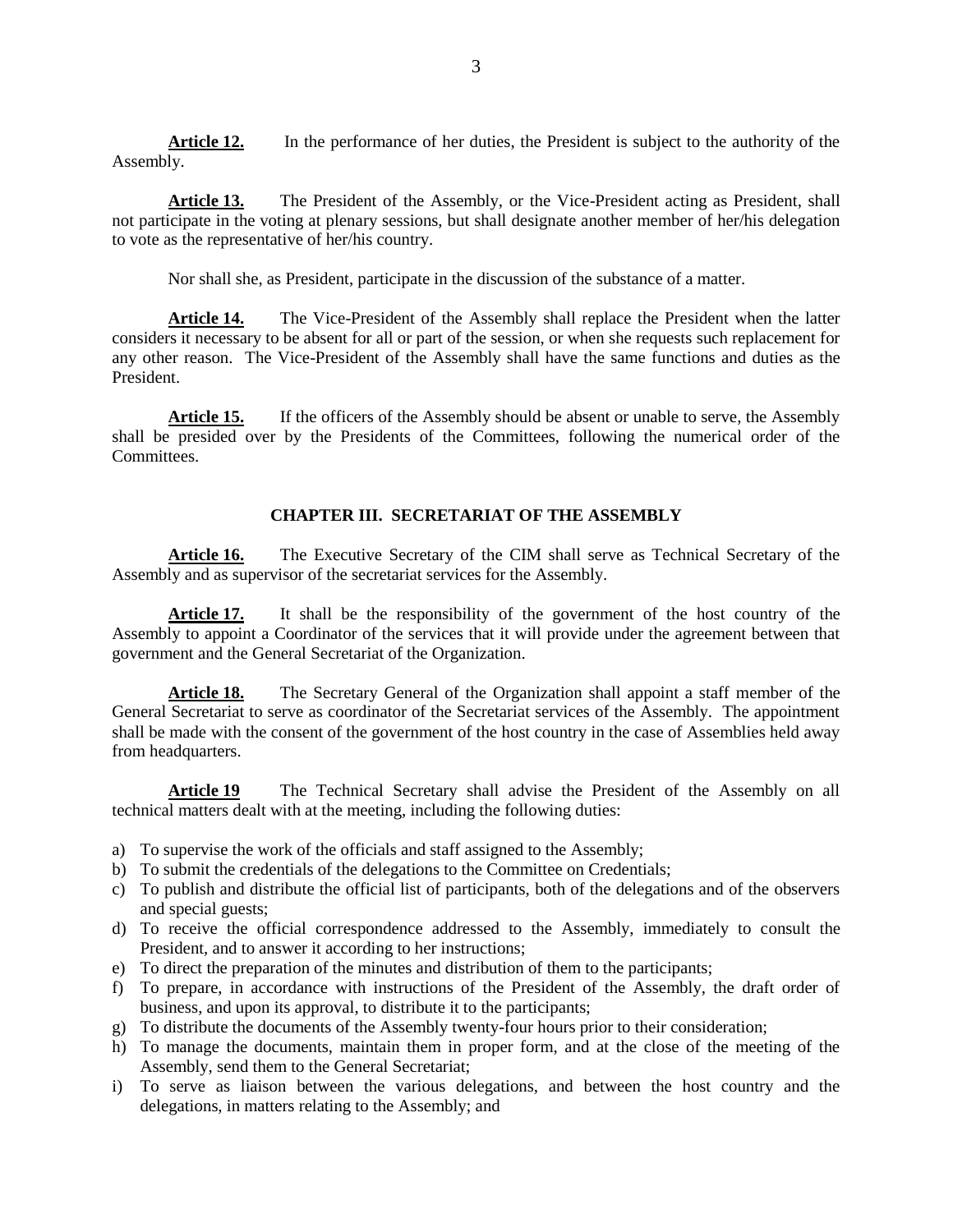**Article 12.** In the performance of her duties, the President is subject to the authority of the Assembly.

**Article 13.** The President of the Assembly, or the Vice-President acting as President, shall not participate in the voting at plenary sessions, but shall designate another member of her/his delegation to vote as the representative of her/his country.

Nor shall she, as President, participate in the discussion of the substance of a matter.

**Article 14.** The Vice-President of the Assembly shall replace the President when the latter considers it necessary to be absent for all or part of the session, or when she requests such replacement for any other reason. The Vice-President of the Assembly shall have the same functions and duties as the President.

**Article 15.** If the officers of the Assembly should be absent or unable to serve, the Assembly shall be presided over by the Presidents of the Committees, following the numerical order of the Committees.

## CHAPTER III. SECRETARIAT OF THE ASSEMBLY

**Article 16.** The Executive Secretary of the CIM shall serve as Technical Secretary of the Assembly and as supervisor of the secretariat services for the Assembly.

**Article 17.** It shall be the responsibility of the government of the host country of the Assembly to appoint a Coordinator of the services that it will provide under the agreement between that government and the General Secretariat of the Organization.

**Article 18.** The Secretary General of the Organization shall appoint a staff member of the General Secretariat to serve as coordinator of the Secretariat services of the Assembly. The appointment shall be made with the consent of the government of the host country in the case of Assemblies held away from headquarters.

**Article 19** The Technical Secretary shall advise the President of the Assembly on all technical matters dealt with at the meeting, including the following duties:

a) To supervise the work of the officials and staff assigned to the Assembly;
b) To submit the credentials of the delegations to the Committee on Credentials;
c) To publish and distribute the official list of participants, both of the delegations and of the observers and special guests;
d) To receive the official correspondence addressed to the Assembly, immediately to consult the President, and to answer it according to her instructions;
e) To direct the preparation of the minutes and distribution of them to the participants;
f) To prepare, in accordance with instructions of the President of the Assembly, the draft order of business, and upon its approval, to distribute it to the participants;
g) To distribute the documents of the Assembly twenty-four hours prior to their consideration;
h) To manage the documents, maintain them in proper form, and at the close of the meeting of the Assembly, send them to the General Secretariat;
i) To serve as liaison between the various delegations, and between the host country and the delegations, in matters relating to the Assembly; and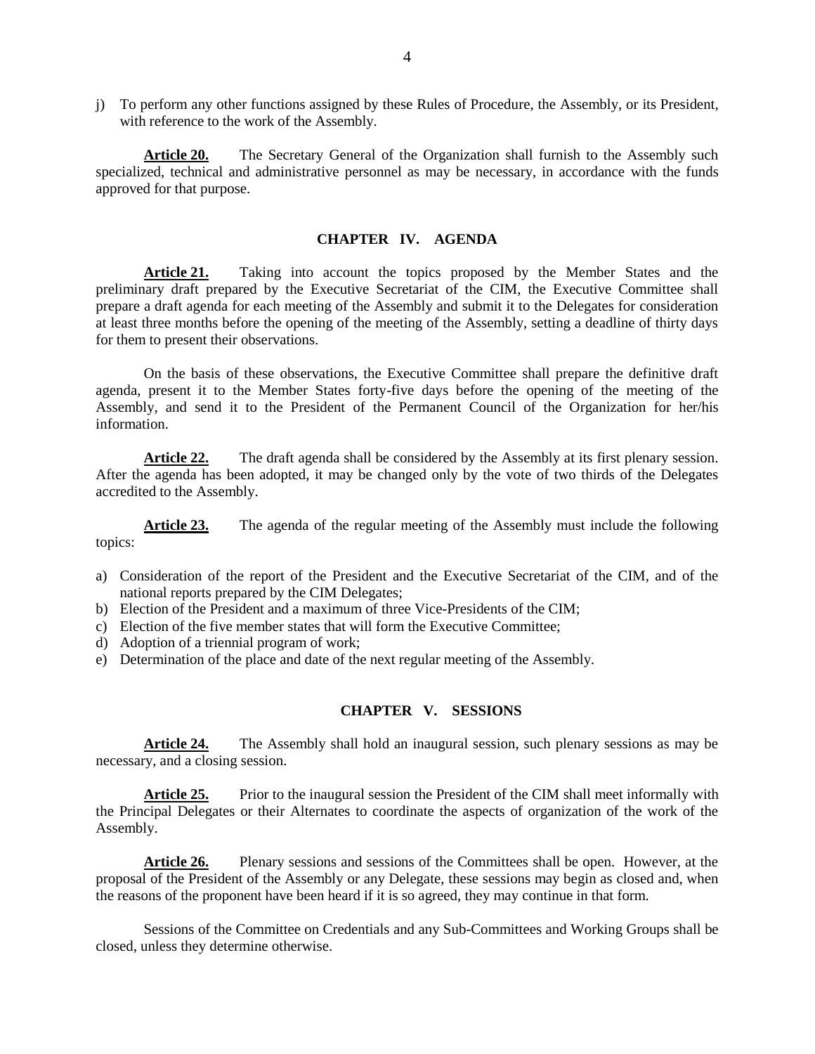j) To perform any other functions assigned by these Rules of Procedure, the Assembly, or its President, with reference to the work of the Assembly.

**Article 20.** The Secretary General of the Organization shall furnish to the Assembly such specialized, technical and administrative personnel as may be necessary, in accordance with the funds approved for that purpose.

## CHAPTER IV. AGENDA

**Article 21.** Taking into account the topics proposed by the Member States and the preliminary draft prepared by the Executive Secretariat of the CIM, the Executive Committee shall prepare a draft agenda for each meeting of the Assembly and submit it to the Delegates for consideration at least three months before the opening of the meeting of the Assembly, setting a deadline of thirty days for them to present their observations.

On the basis of these observations, the Executive Committee shall prepare the definitive draft agenda, present it to the Member States forty-five days before the opening of the meeting of the Assembly, and send it to the President of the Permanent Council of the Organization for her/his information.

**Article 22.** The draft agenda shall be considered by the Assembly at its first plenary session. After the agenda has been adopted, it may be changed only by the vote of two thirds of the Delegates accredited to the Assembly.

**Article 23.** The agenda of the regular meeting of the Assembly must include the following topics:

a) Consideration of the report of the President and the Executive Secretariat of the CIM, and of the national reports prepared by the CIM Delegates;
b) Election of the President and a maximum of three Vice-Presidents of the CIM;
c) Election of the five member states that will form the Executive Committee;
d) Adoption of a triennial program of work;
e) Determination of the place and date of the next regular meeting of the Assembly.

## CHAPTER V. SESSIONS

**Article 24.** The Assembly shall hold an inaugural session, such plenary sessions as may be necessary, and a closing session.

**Article 25.** Prior to the inaugural session the President of the CIM shall meet informally with the Principal Delegates or their Alternates to coordinate the aspects of organization of the work of the Assembly.

**Article 26.** Plenary sessions and sessions of the Committees shall be open. However, at the proposal of the President of the Assembly or any Delegate, these sessions may begin as closed and, when the reasons of the proponent have been heard if it is so agreed, they may continue in that form.

Sessions of the Committee on Credentials and any Sub-Committees and Working Groups shall be closed, unless they determine otherwise.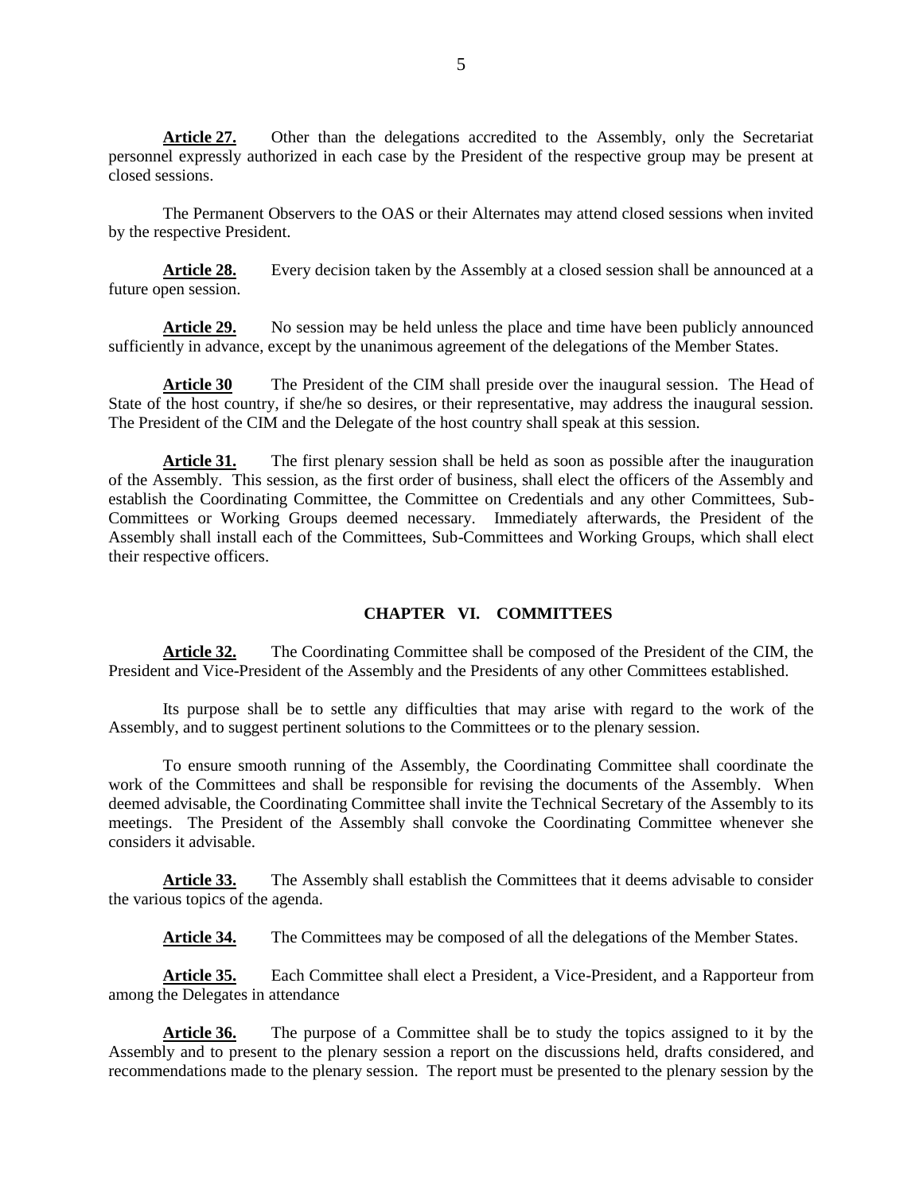**Article 27.** Other than the delegations accredited to the Assembly, only the Secretariat personnel expressly authorized in each case by the President of the respective group may be present at closed sessions.

The Permanent Observers to the OAS or their Alternates may attend closed sessions when invited by the respective President.

**Article 28.** Every decision taken by the Assembly at a closed session shall be announced at a future open session.

**Article 29.** No session may be held unless the place and time have been publicly announced sufficiently in advance, except by the unanimous agreement of the delegations of the Member States.

**Article 30** The President of the CIM shall preside over the inaugural session. The Head of State of the host country, if she/he so desires, or their representative, may address the inaugural session. The President of the CIM and the Delegate of the host country shall speak at this session.

**Article 31.** The first plenary session shall be held as soon as possible after the inauguration of the Assembly. This session, as the first order of business, shall elect the officers of the Assembly and establish the Coordinating Committee, the Committee on Credentials and any other Committees, Sub-Committees or Working Groups deemed necessary. Immediately afterwards, the President of the Assembly shall install each of the Committees, Sub-Committees and Working Groups, which shall elect their respective officers.

## CHAPTER VI. COMMITTEES

**Article 32.** The Coordinating Committee shall be composed of the President of the CIM, the President and Vice-President of the Assembly and the Presidents of any other Committees established.

Its purpose shall be to settle any difficulties that may arise with regard to the work of the Assembly, and to suggest pertinent solutions to the Committees or to the plenary session.

To ensure smooth running of the Assembly, the Coordinating Committee shall coordinate the work of the Committees and shall be responsible for revising the documents of the Assembly. When deemed advisable, the Coordinating Committee shall invite the Technical Secretary of the Assembly to its meetings. The President of the Assembly shall convoke the Coordinating Committee whenever she considers it advisable.

**Article 33.** The Assembly shall establish the Committees that it deems advisable to consider the various topics of the agenda.

**Article 34.** The Committees may be composed of all the delegations of the Member States.

**Article 35.** Each Committee shall elect a President, a Vice-President, and a Rapporteur from among the Delegates in attendance

**Article 36.** The purpose of a Committee shall be to study the topics assigned to it by the Assembly and to present to the plenary session a report on the discussions held, drafts considered, and recommendations made to the plenary session. The report must be presented to the plenary session by the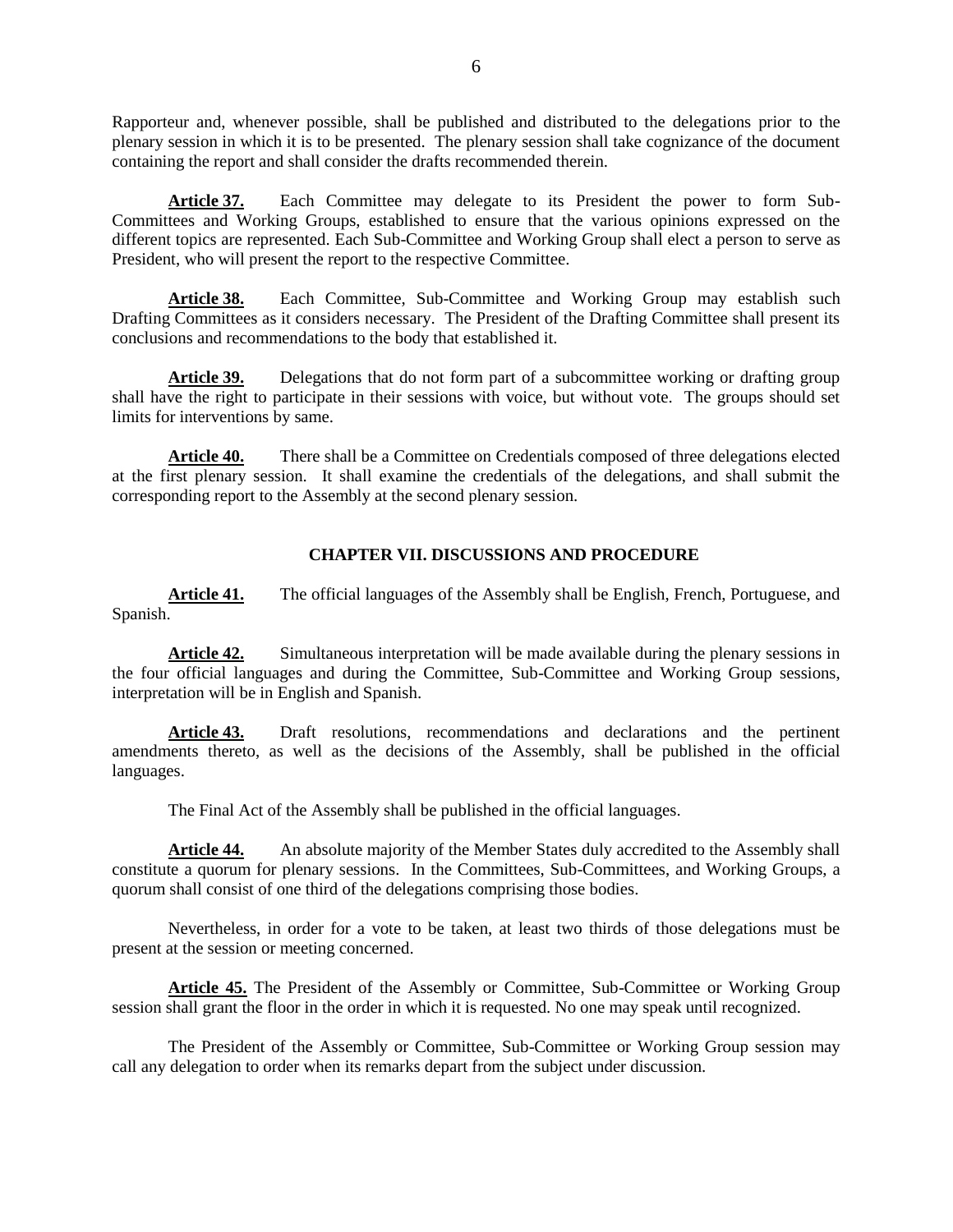Rapporteur and, whenever possible, shall be published and distributed to the delegations prior to the plenary session in which it is to be presented. The plenary session shall take cognizance of the document containing the report and shall consider the drafts recommended therein.

**Article 37.** Each Committee may delegate to its President the power to form Sub-Committees and Working Groups, established to ensure that the various opinions expressed on the different topics are represented. Each Sub-Committee and Working Group shall elect a person to serve as President, who will present the report to the respective Committee.

**Article 38.** Each Committee, Sub-Committee and Working Group may establish such Drafting Committees as it considers necessary. The President of the Drafting Committee shall present its conclusions and recommendations to the body that established it.

**Article 39.** Delegations that do not form part of a subcommittee working or drafting group shall have the right to participate in their sessions with voice, but without vote. The groups should set limits for interventions by same.

**Article 40.** There shall be a Committee on Credentials composed of three delegations elected at the first plenary session. It shall examine the credentials of the delegations, and shall submit the corresponding report to the Assembly at the second plenary session.

## CHAPTER VII. DISCUSSIONS AND PROCEDURE

**Article 41.** The official languages of the Assembly shall be English, French, Portuguese, and Spanish.

**Article 42.** Simultaneous interpretation will be made available during the plenary sessions in the four official languages and during the Committee, Sub-Committee and Working Group sessions, interpretation will be in English and Spanish.

**Article 43.** Draft resolutions, recommendations and declarations and the pertinent amendments thereto, as well as the decisions of the Assembly, shall be published in the official languages.

The Final Act of the Assembly shall be published in the official languages.

**Article 44.** An absolute majority of the Member States duly accredited to the Assembly shall constitute a quorum for plenary sessions. In the Committees, Sub-Committees, and Working Groups, a quorum shall consist of one third of the delegations comprising those bodies.

Nevertheless, in order for a vote to be taken, at least two thirds of those delegations must be present at the session or meeting concerned.

**Article 45.** The President of the Assembly or Committee, Sub-Committee or Working Group session shall grant the floor in the order in which it is requested. No one may speak until recognized.

The President of the Assembly or Committee, Sub-Committee or Working Group session may call any delegation to order when its remarks depart from the subject under discussion.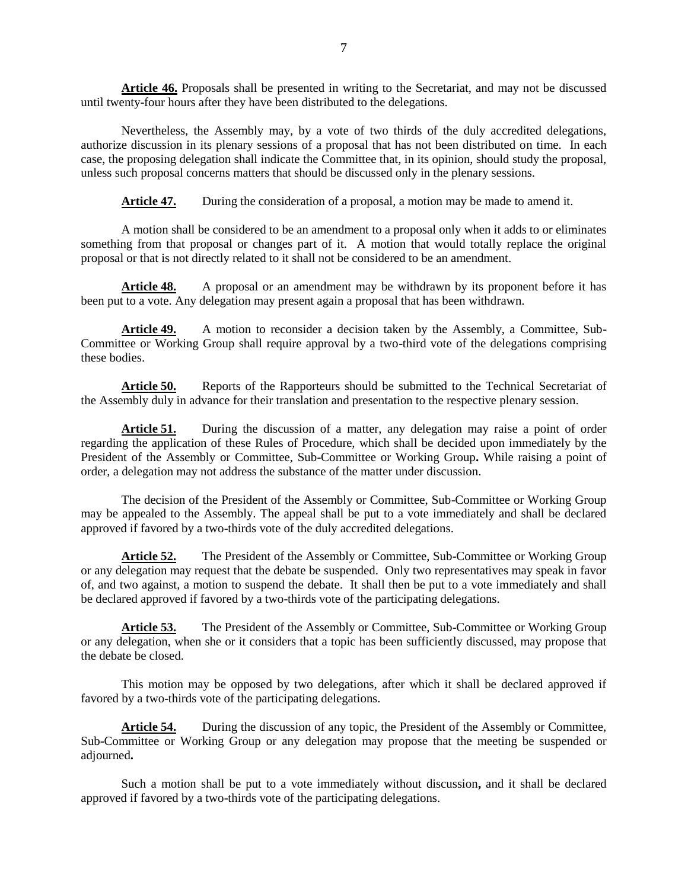**Article 46.** Proposals shall be presented in writing to the Secretariat, and may not be discussed until twenty-four hours after they have been distributed to the delegations.

Nevertheless, the Assembly may, by a vote of two thirds of the duly accredited delegations, authorize discussion in its plenary sessions of a proposal that has not been distributed on time. In each case, the proposing delegation shall indicate the Committee that, in its opinion, should study the proposal, unless such proposal concerns matters that should be discussed only in the plenary sessions.

**Article 47.** During the consideration of a proposal, a motion may be made to amend it.

A motion shall be considered to be an amendment to a proposal only when it adds to or eliminates something from that proposal or changes part of it. A motion that would totally replace the original proposal or that is not directly related to it shall not be considered to be an amendment.

**Article 48.** A proposal or an amendment may be withdrawn by its proponent before it has been put to a vote. Any delegation may present again a proposal that has been withdrawn.

**Article 49.** A motion to reconsider a decision taken by the Assembly, a Committee, Sub-Committee or Working Group shall require approval by a two-third vote of the delegations comprising these bodies.

**Article 50.** Reports of the Rapporteurs should be submitted to the Technical Secretariat of the Assembly duly in advance for their translation and presentation to the respective plenary session.

**Article 51.** During the discussion of a matter, any delegation may raise a point of order regarding the application of these Rules of Procedure, which shall be decided upon immediately by the President of the Assembly or Committee, Sub-Committee or Working Group**.** While raising a point of order, a delegation may not address the substance of the matter under discussion.

The decision of the President of the Assembly or Committee, Sub-Committee or Working Group may be appealed to the Assembly. The appeal shall be put to a vote immediately and shall be declared approved if favored by a two-thirds vote of the duly accredited delegations.

**Article 52.** The President of the Assembly or Committee, Sub-Committee or Working Group or any delegation may request that the debate be suspended. Only two representatives may speak in favor of, and two against, a motion to suspend the debate. It shall then be put to a vote immediately and shall be declared approved if favored by a two-thirds vote of the participating delegations.

**Article 53.** The President of the Assembly or Committee, Sub-Committee or Working Group or any delegation, when she or it considers that a topic has been sufficiently discussed, may propose that the debate be closed.

This motion may be opposed by two delegations, after which it shall be declared approved if favored by a two-thirds vote of the participating delegations.

**Article 54.** During the discussion of any topic, the President of the Assembly or Committee, Sub-Committee or Working Group or any delegation may propose that the meeting be suspended or adjourned**.**

Such a motion shall be put to a vote immediately without discussion**,** and it shall be declared approved if favored by a two-thirds vote of the participating delegations.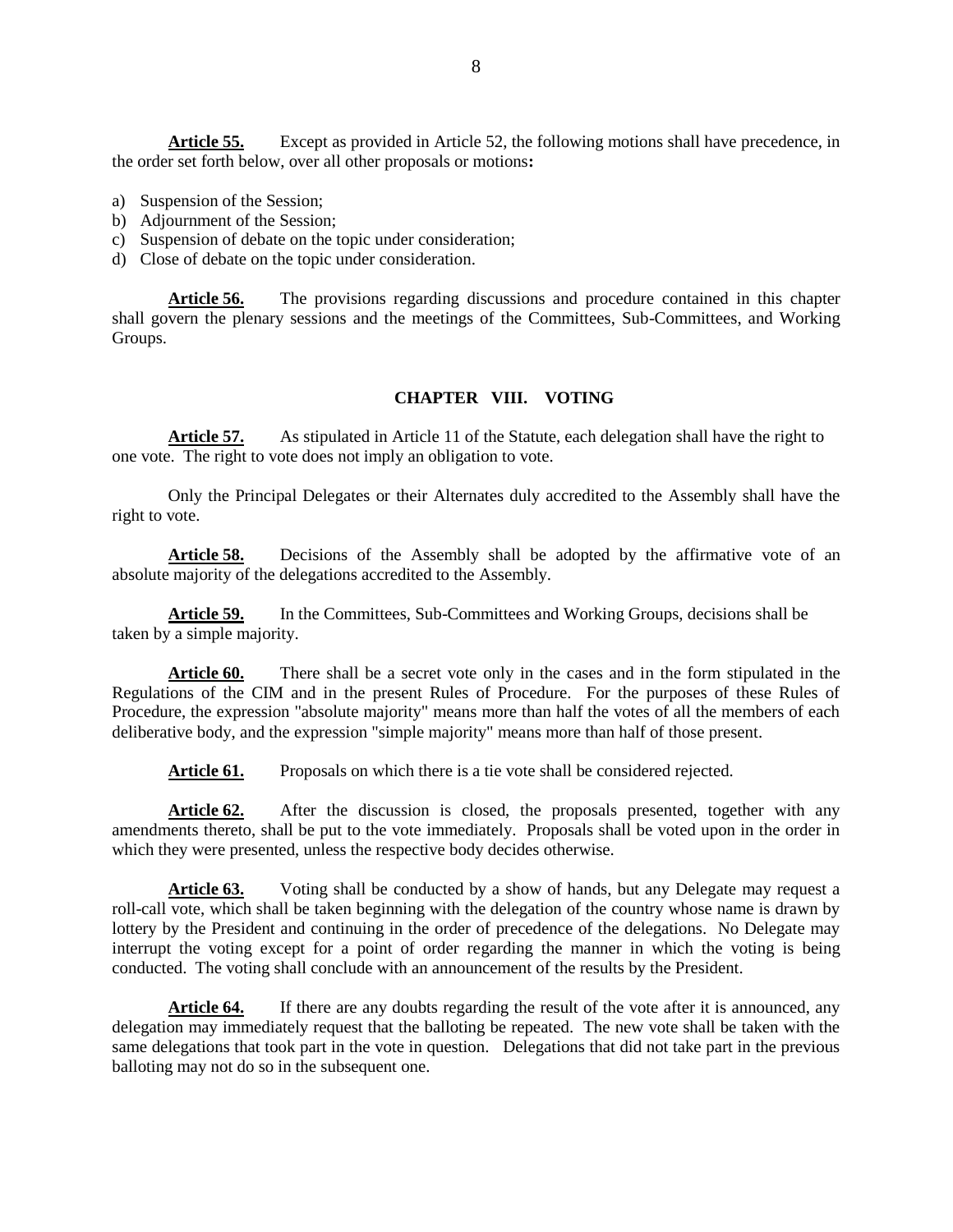**Article 55.** Except as provided in Article 52, the following motions shall have precedence, in the order set forth below, over all other proposals or motions**:**

a) Suspension of the Session;
b) Adjournment of the Session;
c) Suspension of debate on the topic under consideration;
d) Close of debate on the topic under consideration.

**Article 56.** The provisions regarding discussions and procedure contained in this chapter shall govern the plenary sessions and the meetings of the Committees, Sub-Committees, and Working Groups.

## CHAPTER VIII. VOTING

**Article 57.** As stipulated in Article 11 of the Statute, each delegation shall have the right to one vote. The right to vote does not imply an obligation to vote.

Only the Principal Delegates or their Alternates duly accredited to the Assembly shall have the right to vote.

**Article 58.** Decisions of the Assembly shall be adopted by the affirmative vote of an absolute majority of the delegations accredited to the Assembly.

**Article 59.** In the Committees, Sub-Committees and Working Groups, decisions shall be taken by a simple majority.

**Article 60.** There shall be a secret vote only in the cases and in the form stipulated in the Regulations of the CIM and in the present Rules of Procedure. For the purposes of these Rules of Procedure, the expression "absolute majority" means more than half the votes of all the members of each deliberative body, and the expression "simple majority" means more than half of those present.

**Article 61.** Proposals on which there is a tie vote shall be considered rejected.

**Article 62.** After the discussion is closed, the proposals presented, together with any amendments thereto, shall be put to the vote immediately. Proposals shall be voted upon in the order in which they were presented, unless the respective body decides otherwise.

**Article 63.** Voting shall be conducted by a show of hands, but any Delegate may request a roll-call vote, which shall be taken beginning with the delegation of the country whose name is drawn by lottery by the President and continuing in the order of precedence of the delegations. No Delegate may interrupt the voting except for a point of order regarding the manner in which the voting is being conducted. The voting shall conclude with an announcement of the results by the President.

**Article 64.** If there are any doubts regarding the result of the vote after it is announced, any delegation may immediately request that the balloting be repeated. The new vote shall be taken with the same delegations that took part in the vote in question. Delegations that did not take part in the previous balloting may not do so in the subsequent one.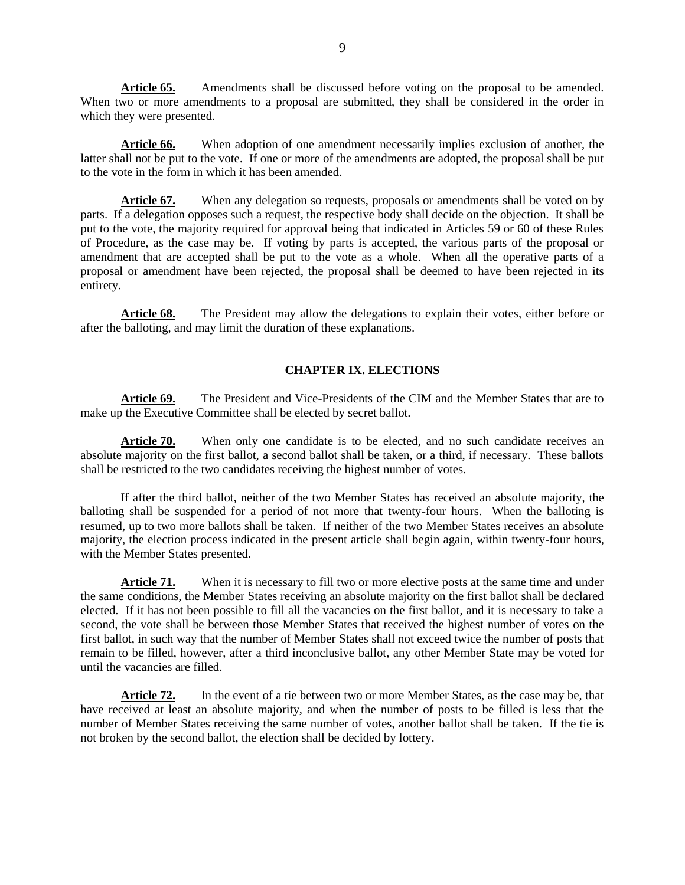**Article 65.** Amendments shall be discussed before voting on the proposal to be amended. When two or more amendments to a proposal are submitted, they shall be considered in the order in which they were presented.

**Article 66.** When adoption of one amendment necessarily implies exclusion of another, the latter shall not be put to the vote. If one or more of the amendments are adopted, the proposal shall be put to the vote in the form in which it has been amended.

**Article 67.** When any delegation so requests, proposals or amendments shall be voted on by parts. If a delegation opposes such a request, the respective body shall decide on the objection. It shall be put to the vote, the majority required for approval being that indicated in Articles 59 or 60 of these Rules of Procedure, as the case may be. If voting by parts is accepted, the various parts of the proposal or amendment that are accepted shall be put to the vote as a whole. When all the operative parts of a proposal or amendment have been rejected, the proposal shall be deemed to have been rejected in its entirety.

**Article 68.** The President may allow the delegations to explain their votes, either before or after the balloting, and may limit the duration of these explanations.

## CHAPTER IX. ELECTIONS

**Article 69.** The President and Vice-Presidents of the CIM and the Member States that are to make up the Executive Committee shall be elected by secret ballot.

**Article 70.** When only one candidate is to be elected, and no such candidate receives an absolute majority on the first ballot, a second ballot shall be taken, or a third, if necessary. These ballots shall be restricted to the two candidates receiving the highest number of votes.

If after the third ballot, neither of the two Member States has received an absolute majority, the balloting shall be suspended for a period of not more that twenty-four hours. When the balloting is resumed, up to two more ballots shall be taken. If neither of the two Member States receives an absolute majority, the election process indicated in the present article shall begin again, within twenty-four hours, with the Member States presented.

**Article 71.** When it is necessary to fill two or more elective posts at the same time and under the same conditions, the Member States receiving an absolute majority on the first ballot shall be declared elected. If it has not been possible to fill all the vacancies on the first ballot, and it is necessary to take a second, the vote shall be between those Member States that received the highest number of votes on the first ballot, in such way that the number of Member States shall not exceed twice the number of posts that remain to be filled, however, after a third inconclusive ballot, any other Member State may be voted for until the vacancies are filled.

**Article 72.** In the event of a tie between two or more Member States, as the case may be, that have received at least an absolute majority, and when the number of posts to be filled is less that the number of Member States receiving the same number of votes, another ballot shall be taken. If the tie is not broken by the second ballot, the election shall be decided by lottery.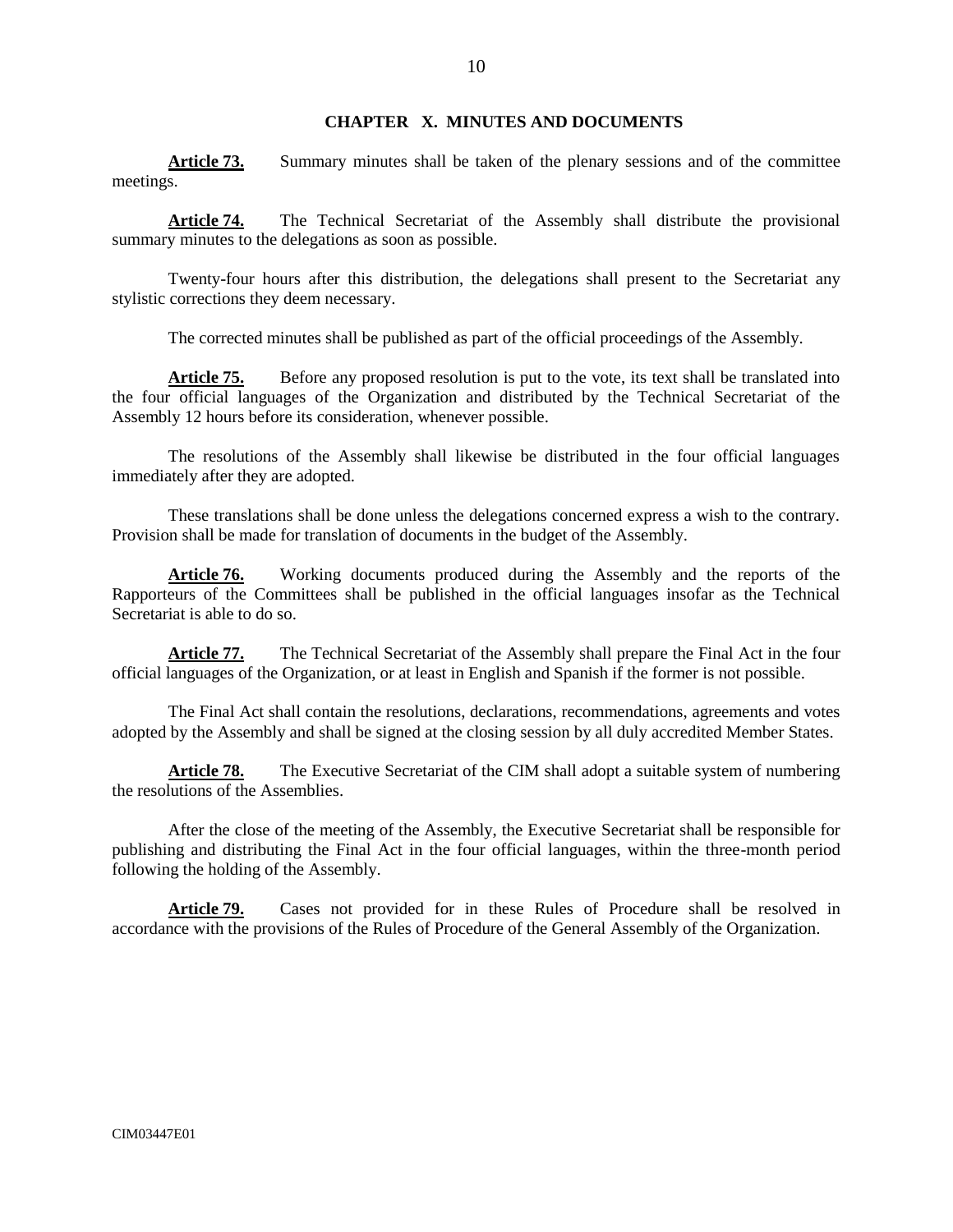## CHAPTER X. MINUTES AND DOCUMENTS

**Article 73.** Summary minutes shall be taken of the plenary sessions and of the committee meetings.

**Article 74.** The Technical Secretariat of the Assembly shall distribute the provisional summary minutes to the delegations as soon as possible.

Twenty-four hours after this distribution, the delegations shall present to the Secretariat any stylistic corrections they deem necessary.

The corrected minutes shall be published as part of the official proceedings of the Assembly.

**Article 75.** Before any proposed resolution is put to the vote, its text shall be translated into the four official languages of the Organization and distributed by the Technical Secretariat of the Assembly 12 hours before its consideration, whenever possible.

The resolutions of the Assembly shall likewise be distributed in the four official languages immediately after they are adopted.

These translations shall be done unless the delegations concerned express a wish to the contrary. Provision shall be made for translation of documents in the budget of the Assembly.

**Article 76.** Working documents produced during the Assembly and the reports of the Rapporteurs of the Committees shall be published in the official languages insofar as the Technical Secretariat is able to do so.

**Article 77.** The Technical Secretariat of the Assembly shall prepare the Final Act in the four official languages of the Organization, or at least in English and Spanish if the former is not possible.

The Final Act shall contain the resolutions, declarations, recommendations, agreements and votes adopted by the Assembly and shall be signed at the closing session by all duly accredited Member States.

**Article 78.** The Executive Secretariat of the CIM shall adopt a suitable system of numbering the resolutions of the Assemblies.

After the close of the meeting of the Assembly, the Executive Secretariat shall be responsible for publishing and distributing the Final Act in the four official languages, within the three-month period following the holding of the Assembly.

**Article 79.** Cases not provided for in these Rules of Procedure shall be resolved in accordance with the provisions of the Rules of Procedure of the General Assembly of the Organization.

CIM03447E01